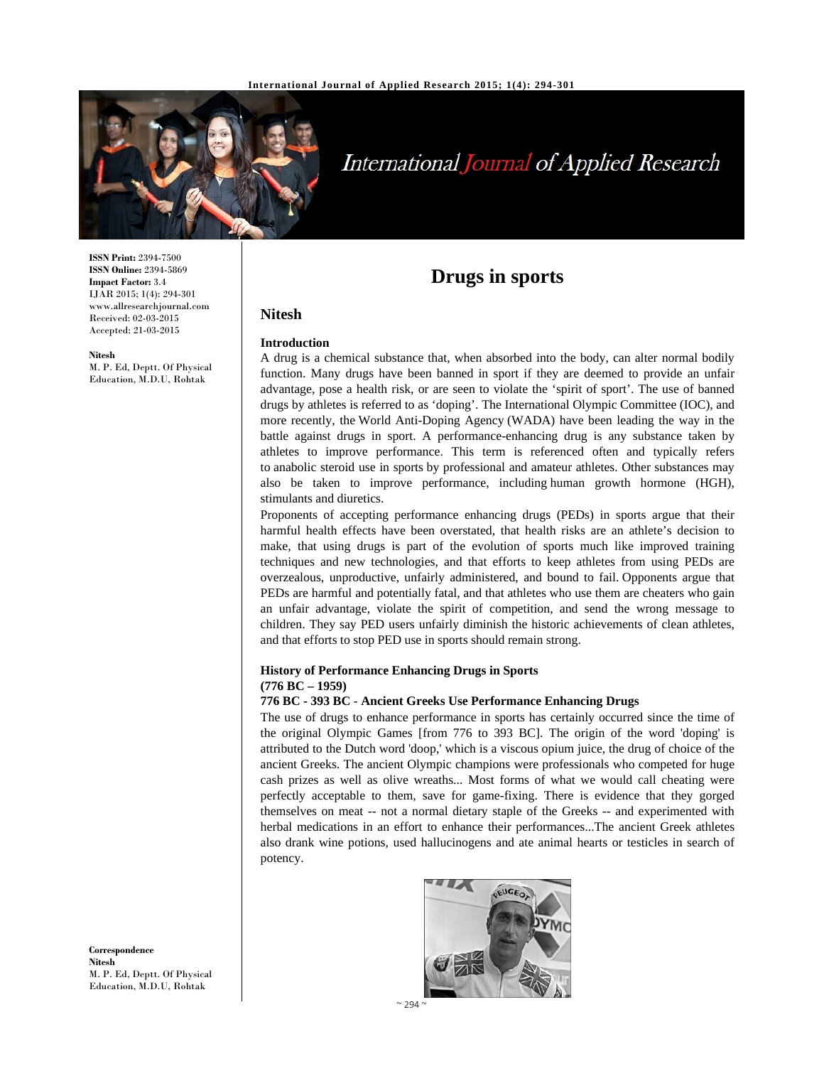# Drugs in sports

## Nitesh

**ISSN Print:** 2394-7500
**ISSN Online:** 2394-5869
**Impact Factor:** 3.4
IJAR 2015; 1(4): 294-301
www.allresearchjournal.com
Received: 02-03-2015
Accepted: 21-03-2015

**Nitesh**
M. P. Ed, Deptt. Of Physical Education, M.D.U, Rohtak

**Correspondence**
**Nitesh**
M. P. Ed, Deptt. Of Physical Education, M.D.U, Rohtak

### Introduction

A drug is a chemical substance that, when absorbed into the body, can alter normal bodily function. Many drugs have been banned in sport if they are deemed to provide an unfair advantage, pose a health risk, or are seen to violate the 'spirit of sport'. The use of banned drugs by athletes is referred to as 'doping'. The International Olympic Committee (IOC), and more recently, the World Anti-Doping Agency (WADA) have been leading the way in the battle against drugs in sport. A performance-enhancing drug is any substance taken by athletes to improve performance. This term is referenced often and typically refers to anabolic steroid use in sports by professional and amateur athletes. Other substances may also be taken to improve performance, including human growth hormone (HGH), stimulants and diuretics.

Proponents of accepting performance enhancing drugs (PEDs) in sports argue that their harmful health effects have been overstated, that health risks are an athlete's decision to make, that using drugs is part of the evolution of sports much like improved training techniques and new technologies, and that efforts to keep athletes from using PEDs are overzealous, unproductive, unfairly administered, and bound to fail. Opponents argue that PEDs are harmful and potentially fatal, and that athletes who use them are cheaters who gain an unfair advantage, violate the spirit of competition, and send the wrong message to children. They say PED users unfairly diminish the historic achievements of clean athletes, and that efforts to stop PED use in sports should remain strong.

### History of Performance Enhancing Drugs in Sports (776 BC – 1959)

#### 776 BC - 393 BC - Ancient Greeks Use Performance Enhancing Drugs

The use of drugs to enhance performance in sports has certainly occurred since the time of the original Olympic Games [from 776 to 393 BC]. The origin of the word 'doping' is attributed to the Dutch word 'doop,' which is a viscous opium juice, the drug of choice of the ancient Greeks. The ancient Olympic champions were professionals who competed for huge cash prizes as well as olive wreaths... Most forms of what we would call cheating were perfectly acceptable to them, save for game-fixing. There is evidence that they gorged themselves on meat -- not a normal dietary staple of the Greeks -- and experimented with herbal medications in an effort to enhance their performances...The ancient Greek athletes also drank wine potions, used hallucinogens and ate animal hearts or testicles in search of potency.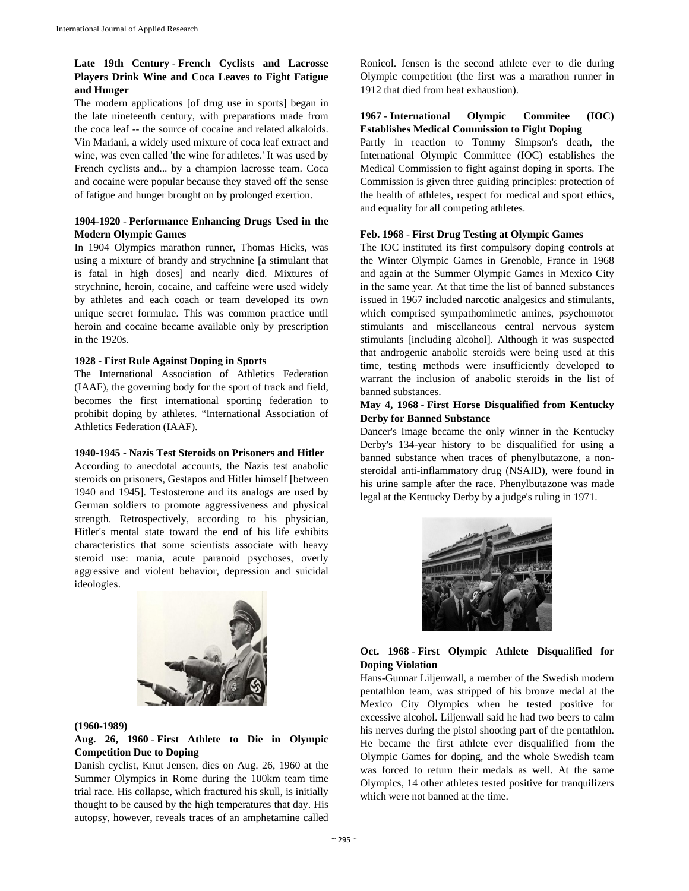**Late 19th Century - French Cyclists and Lacrosse Players Drink Wine and Coca Leaves to Fight Fatigue and Hunger**

The modern applications [of drug use in sports] began in the late nineteenth century, with preparations made from the coca leaf -- the source of cocaine and related alkaloids. Vin Mariani, a widely used mixture of coca leaf extract and wine, was even called 'the wine for athletes.' It was used by French cyclists and... by a champion lacrosse team. Coca and cocaine were popular because they staved off the sense of fatigue and hunger brought on by prolonged exertion.

**1904-1920 - Performance Enhancing Drugs Used in the Modern Olympic Games**

In 1904 Olympics marathon runner, Thomas Hicks, was using a mixture of brandy and strychnine [a stimulant that is fatal in high doses] and nearly died. Mixtures of strychnine, heroin, cocaine, and caffeine were used widely by athletes and each coach or team developed its own unique secret formulae. This was common practice until heroin and cocaine became available only by prescription in the 1920s.

**1928 - First Rule Against Doping in Sports**

The International Association of Athletics Federation (IAAF), the governing body for the sport of track and field, becomes the first international sporting federation to prohibit doping by athletes. "International Association of Athletics Federation (IAAF).

**1940-1945 - Nazis Test Steroids on Prisoners and Hitler**

According to anecdotal accounts, the Nazis test anabolic steroids on prisoners, Gestapos and Hitler himself [between 1940 and 1945]. Testosterone and its analogs are used by German soldiers to promote aggressiveness and physical strength. Retrospectively, according to his physician, Hitler's mental state toward the end of his life exhibits characteristics that some scientists associate with heavy steroid use: mania, acute paranoid psychoses, overly aggressive and violent behavior, depression and suicidal ideologies.

**(1960-1989)**

**Aug. 26, 1960 - First Athlete to Die in Olympic Competition Due to Doping**

Danish cyclist, Knut Jensen, dies on Aug. 26, 1960 at the Summer Olympics in Rome during the 100km team time trial race. His collapse, which fractured his skull, is initially thought to be caused by the high temperatures that day. His autopsy, however, reveals traces of an amphetamine called Ronicol. Jensen is the second athlete ever to die during Olympic competition (the first was a marathon runner in 1912 that died from heat exhaustion).

**1967 - International Olympic Commitee (IOC) Establishes Medical Commission to Fight Doping**

Partly in reaction to Tommy Simpson's death, the International Olympic Committee (IOC) establishes the Medical Commission to fight against doping in sports. The Commission is given three guiding principles: protection of the health of athletes, respect for medical and sport ethics, and equality for all competing athletes.

**Feb. 1968 - First Drug Testing at Olympic Games**

The IOC instituted its first compulsory doping controls at the Winter Olympic Games in Grenoble, France in 1968 and again at the Summer Olympic Games in Mexico City in the same year. At that time the list of banned substances issued in 1967 included narcotic analgesics and stimulants, which comprised sympathomimetic amines, psychomotor stimulants and miscellaneous central nervous system stimulants [including alcohol]. Although it was suspected that androgenic anabolic steroids were being used at this time, testing methods were insufficiently developed to warrant the inclusion of anabolic steroids in the list of banned substances.

**May 4, 1968 - First Horse Disqualified from Kentucky Derby for Banned Substance**

Dancer's Image became the only winner in the Kentucky Derby's 134-year history to be disqualified for using a banned substance when traces of phenylbutazone, a non-steroidal anti-inflammatory drug (NSAID), were found in his urine sample after the race. Phenylbutazone was made legal at the Kentucky Derby by a judge's ruling in 1971.

**Oct. 1968 - First Olympic Athlete Disqualified for Doping Violation**

Hans-Gunnar Liljenwall, a member of the Swedish modern pentathlon team, was stripped of his bronze medal at the Mexico City Olympics when he tested positive for excessive alcohol. Liljenwall said he had two beers to calm his nerves during the pistol shooting part of the pentathlon. He became the first athlete ever disqualified from the Olympic Games for doping, and the whole Swedish team was forced to return their medals as well. At the same Olympics, 14 other athletes tested positive for tranquilizers which were not banned at the time.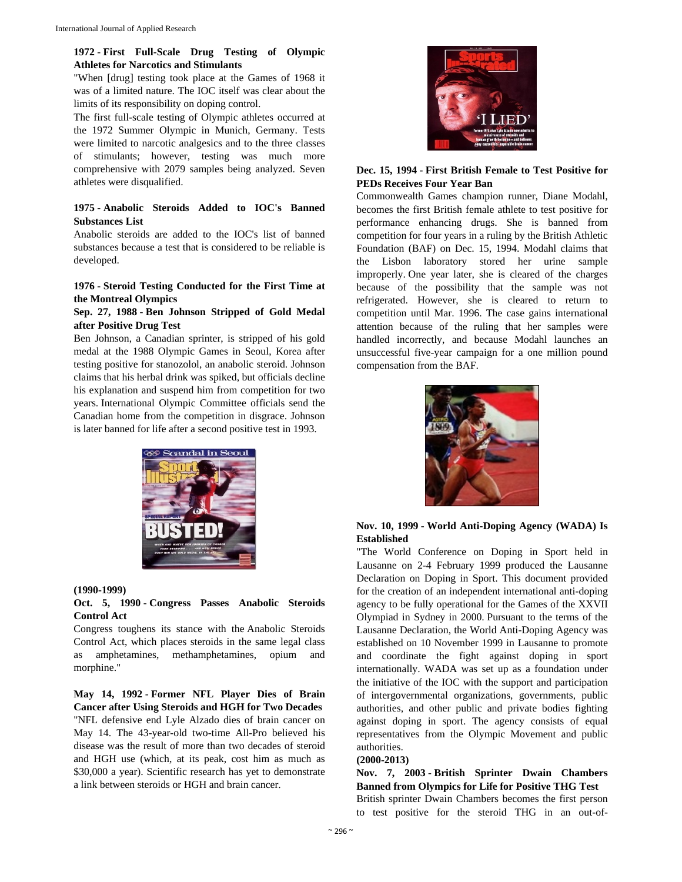**1972 - First Full-Scale Drug Testing of Olympic Athletes for Narcotics and Stimulants**

"When [drug] testing took place at the Games of 1968 it was of a limited nature. The IOC itself was clear about the limits of its responsibility on doping control.

The first full-scale testing of Olympic athletes occurred at the 1972 Summer Olympic in Munich, Germany. Tests were limited to narcotic analgesics and to the three classes of stimulants; however, testing was much more comprehensive with 2079 samples being analyzed. Seven athletes were disqualified.

**1975 - Anabolic Steroids Added to IOC's Banned Substances List**

Anabolic steroids are added to the IOC's list of banned substances because a test that is considered to be reliable is developed.

**1976 - Steroid Testing Conducted for the First Time at the Montreal Olympics**

**Sep. 27, 1988 - Ben Johnson Stripped of Gold Medal after Positive Drug Test**

Ben Johnson, a Canadian sprinter, is stripped of his gold medal at the 1988 Olympic Games in Seoul, Korea after testing positive for stanozolol, an anabolic steroid. Johnson claims that his herbal drink was spiked, but officials decline his explanation and suspend him from competition for two years. International Olympic Committee officials send the Canadian home from the competition in disgrace. Johnson is later banned for life after a second positive test in 1993.

**(1990-1999)**

**Oct. 5, 1990 - Congress Passes Anabolic Steroids Control Act**

Congress toughens its stance with the Anabolic Steroids Control Act, which places steroids in the same legal class as amphetamines, methamphetamines, opium and morphine."

**May 14, 1992 - Former NFL Player Dies of Brain Cancer after Using Steroids and HGH for Two Decades**

"NFL defensive end Lyle Alzado dies of brain cancer on May 14. The 43-year-old two-time All-Pro believed his disease was the result of more than two decades of steroid and HGH use (which, at its peak, cost him as much as $30,000 a year). Scientific research has yet to demonstrate a link between steroids or HGH and brain cancer.

**Dec. 15, 1994 - First British Female to Test Positive for PEDs Receives Four Year Ban**

Commonwealth Games champion runner, Diane Modahl, becomes the first British female athlete to test positive for performance enhancing drugs. She is banned from competition for four years in a ruling by the British Athletic Foundation (BAF) on Dec. 15, 1994. Modahl claims that the Lisbon laboratory stored her urine sample improperly. One year later, she is cleared of the charges because of the possibility that the sample was not refrigerated. However, she is cleared to return to competition until Mar. 1996. The case gains international attention because of the ruling that her samples were handled incorrectly, and because Modahl launches an unsuccessful five-year campaign for a one million pound compensation from the BAF.

**Nov. 10, 1999 - World Anti-Doping Agency (WADA) Is Established**

"The World Conference on Doping in Sport held in Lausanne on 2-4 February 1999 produced the Lausanne Declaration on Doping in Sport. This document provided for the creation of an independent international anti-doping agency to be fully operational for the Games of the XXVII Olympiad in Sydney in 2000. Pursuant to the terms of the Lausanne Declaration, the World Anti-Doping Agency was established on 10 November 1999 in Lausanne to promote and coordinate the fight against doping in sport internationally. WADA was set up as a foundation under the initiative of the IOC with the support and participation of intergovernmental organizations, governments, public authorities, and other public and private bodies fighting against doping in sport. The agency consists of equal representatives from the Olympic Movement and public authorities.

**(2000-2013)**

**Nov. 7, 2003 - British Sprinter Dwain Chambers Banned from Olympics for Life for Positive THG Test**

British sprinter Dwain Chambers becomes the first person to test positive for the steroid THG in an out-of-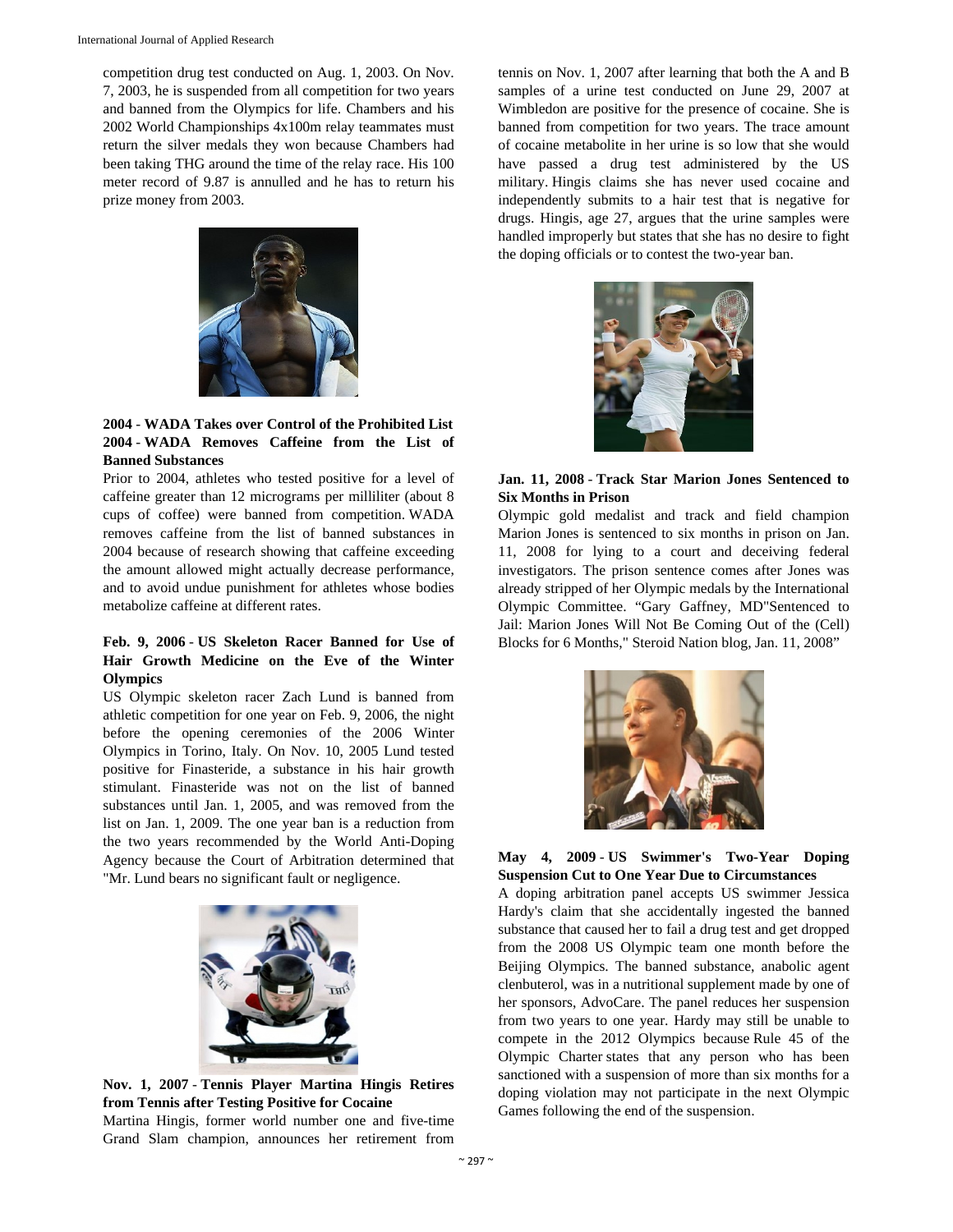competition drug test conducted on Aug. 1, 2003. On Nov. 7, 2003, he is suspended from all competition for two years and banned from the Olympics for life. Chambers and his 2002 World Championships 4x100m relay teammates must return the silver medals they won because Chambers had been taking THG around the time of the relay race. His 100 meter record of 9.87 is annulled and he has to return his prize money from 2003.

**2004 - WADA Takes over Control of the Prohibited List**
**2004 - WADA Removes Caffeine from the List of Banned Substances**

Prior to 2004, athletes who tested positive for a level of caffeine greater than 12 micrograms per milliliter (about 8 cups of coffee) were banned from competition. WADA removes caffeine from the list of banned substances in 2004 because of research showing that caffeine exceeding the amount allowed might actually decrease performance, and to avoid undue punishment for athletes whose bodies metabolize caffeine at different rates.

**Feb. 9, 2006 - US Skeleton Racer Banned for Use of Hair Growth Medicine on the Eve of the Winter Olympics**

US Olympic skeleton racer Zach Lund is banned from athletic competition for one year on Feb. 9, 2006, the night before the opening ceremonies of the 2006 Winter Olympics in Torino, Italy. On Nov. 10, 2005 Lund tested positive for Finasteride, a substance in his hair growth stimulant. Finasteride was not on the list of banned substances until Jan. 1, 2005, and was removed from the list on Jan. 1, 2009. The one year ban is a reduction from the two years recommended by the World Anti-Doping Agency because the Court of Arbitration determined that "Mr. Lund bears no significant fault or negligence.

**Nov. 1, 2007 - Tennis Player Martina Hingis Retires from Tennis after Testing Positive for Cocaine**

Martina Hingis, former world number one and five-time Grand Slam champion, announces her retirement from tennis on Nov. 1, 2007 after learning that both the A and B samples of a urine test conducted on June 29, 2007 at Wimbledon are positive for the presence of cocaine. She is banned from competition for two years. The trace amount of cocaine metabolite in her urine is so low that she would have passed a drug test administered by the US military. Hingis claims she has never used cocaine and independently submits to a hair test that is negative for drugs. Hingis, age 27, argues that the urine samples were handled improperly but states that she has no desire to fight the doping officials or to contest the two-year ban.

**Jan. 11, 2008 - Track Star Marion Jones Sentenced to Six Months in Prison**

Olympic gold medalist and track and field champion Marion Jones is sentenced to six months in prison on Jan. 11, 2008 for lying to a court and deceiving federal investigators. The prison sentence comes after Jones was already stripped of her Olympic medals by the International Olympic Committee. "Gary Gaffney, MD"Sentenced to Jail: Marion Jones Will Not Be Coming Out of the (Cell) Blocks for 6 Months," Steroid Nation blog, Jan. 11, 2008"

**May 4, 2009 - US Swimmer's Two-Year Doping Suspension Cut to One Year Due to Circumstances**

A doping arbitration panel accepts US swimmer Jessica Hardy's claim that she accidentally ingested the banned substance that caused her to fail a drug test and get dropped from the 2008 US Olympic team one month before the Beijing Olympics. The banned substance, anabolic agent clenbuterol, was in a nutritional supplement made by one of her sponsors, AdvoCare. The panel reduces her suspension from two years to one year. Hardy may still be unable to compete in the 2012 Olympics because Rule 45 of the Olympic Charter states that any person who has been sanctioned with a suspension of more than six months for a doping violation may not participate in the next Olympic Games following the end of the suspension.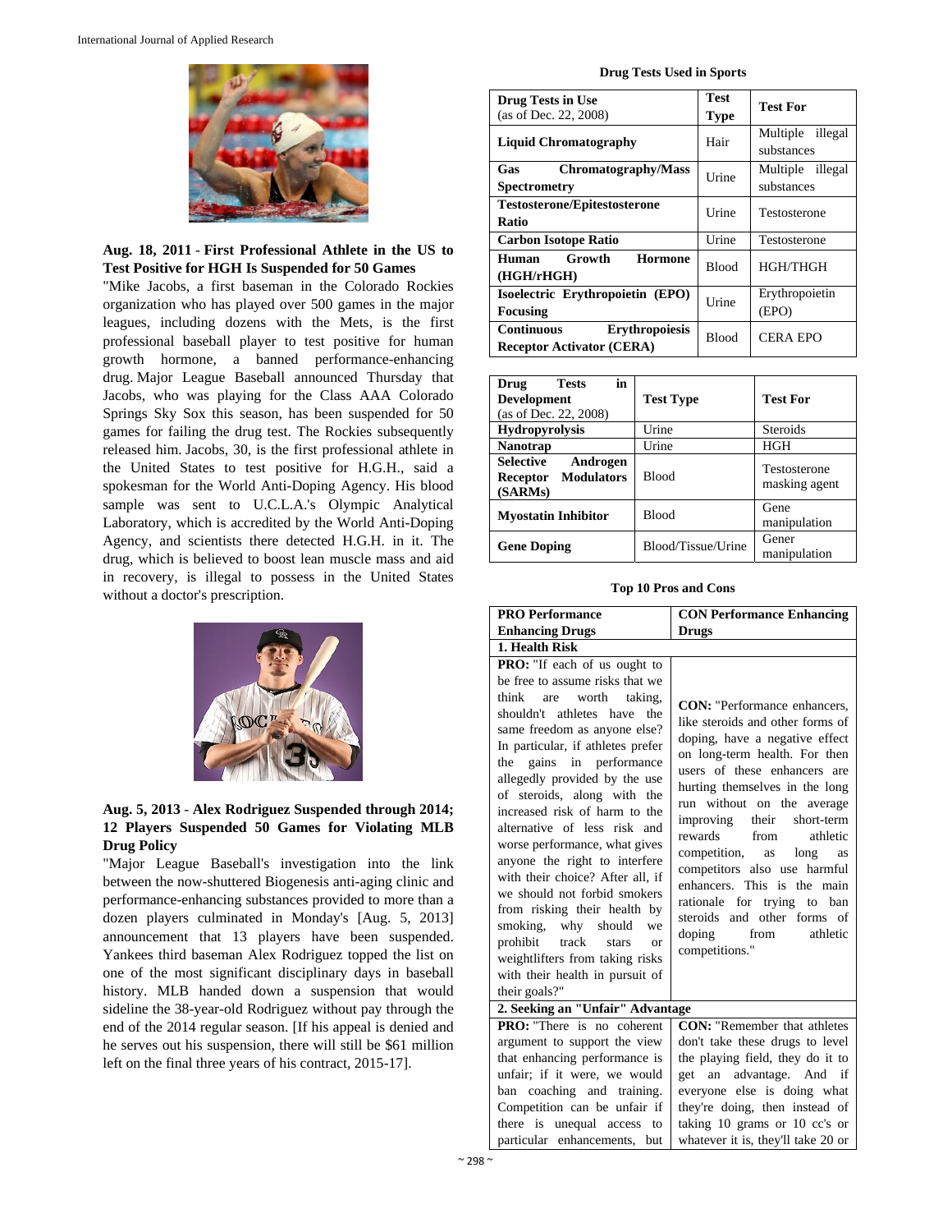**Aug. 18, 2011 - First Professional Athlete in the US to Test Positive for HGH Is Suspended for 50 Games**

"Mike Jacobs, a first baseman in the Colorado Rockies organization who has played over 500 games in the major leagues, including dozens with the Mets, is the first professional baseball player to test positive for human growth hormone, a banned performance-enhancing drug. Major League Baseball announced Thursday that Jacobs, who was playing for the Class AAA Colorado Springs Sky Sox this season, has been suspended for 50 games for failing the drug test. The Rockies subsequently released him. Jacobs, 30, is the first professional athlete in the United States to test positive for H.G.H., said a spokesman for the World Anti-Doping Agency. His blood sample was sent to U.C.L.A.'s Olympic Analytical Laboratory, which is accredited by the World Anti-Doping Agency, and scientists there detected H.G.H. in it. The drug, which is believed to boost lean muscle mass and aid in recovery, is illegal to possess in the United States without a doctor's prescription.

**Aug. 5, 2013 - Alex Rodriguez Suspended through 2014; 12 Players Suspended 50 Games for Violating MLB Drug Policy**

"Major League Baseball's investigation into the link between the now-shuttered Biogenesis anti-aging clinic and performance-enhancing substances provided to more than a dozen players culminated in Monday's [Aug. 5, 2013] announcement that 13 players have been suspended. Yankees third baseman Alex Rodriguez topped the list on one of the most significant disciplinary days in baseball history. MLB handed down a suspension that would sideline the 38-year-old Rodriguez without pay through the end of the 2014 regular season. [If his appeal is denied and he serves out his suspension, there will still be $61 million left on the final three years of his contract, 2015-17].

**Drug Tests Used in Sports**

| Drug Tests in Use (as of Dec. 22, 2008) | Test Type | Test For |
|---|---|---|
| **Liquid Chromatography** | Hair | Multiple illegal substances |
| **Gas Chromatography/Mass Spectrometry** | Urine | Multiple illegal substances |
| **Testosterone/Epitestosterone Ratio** | Urine | Testosterone |
| **Carbon Isotope Ratio** | Urine | Testosterone |
| **Human Growth Hormone (HGH/rHGH)** | Blood | HGH/THGH |
| **Isoelectric Erythropoietin (EPO) Focusing** | Urine | Erythropoietin (EPO) |
| **Continuous Erythropoiesis Receptor Activator (CERA)** | Blood | CERA EPO |

| Drug Tests in Development (as of Dec. 22, 2008) | Test Type | Test For |
|---|---|---|
| **Hydropyrolysis** | Urine | Steroids |
| **Nanotrap** | Urine | HGH |
| **Selective Androgen Receptor Modulators (SARMs)** | Blood | Testosterone masking agent |
| **Myostatin Inhibitor** | Blood | Gene manipulation |
| **Gene Doping** | Blood/Tissue/Urine | Gener manipulation |

**Top 10 Pros and Cons**

| PRO Performance Enhancing Drugs | CON Performance Enhancing Drugs |
|---|---|
| **1. Health Risk** | |
| **PRO:** "If each of us ought to be free to assume risks that we think are worth taking, shouldn't athletes have the same freedom as anyone else? In particular, if athletes prefer the gains in performance allegedly provided by the use of steroids, along with the increased risk of harm to the alternative of less risk and worse performance, what gives anyone the right to interfere with their choice? After all, if we should not forbid smokers from risking their health by smoking, why should we prohibit track stars or weightlifters from taking risks with their health in pursuit of their goals?" | **CON:** "Performance enhancers, like steroids and other forms of doping, have a negative effect on long-term health. For then users of these enhancers are hurting themselves in the long run without on the average improving their short-term rewards from athletic competition, as long as competitors also use harmful enhancers. This is the main rationale for trying to ban steroids and other forms of doping from athletic competitions." |
| **2. Seeking an "Unfair" Advantage** | |
| **PRO:** "There is no coherent argument to support the view that enhancing performance is unfair; if it were, we would ban coaching and training. Competition can be unfair if there is unequal access to particular enhancements, but | **CON:** "Remember that athletes don't take these drugs to level the playing field, they do it to get an advantage. And if everyone else is doing what they're doing, then instead of taking 10 grams or 10 cc's or whatever it is, they'll take 20 or |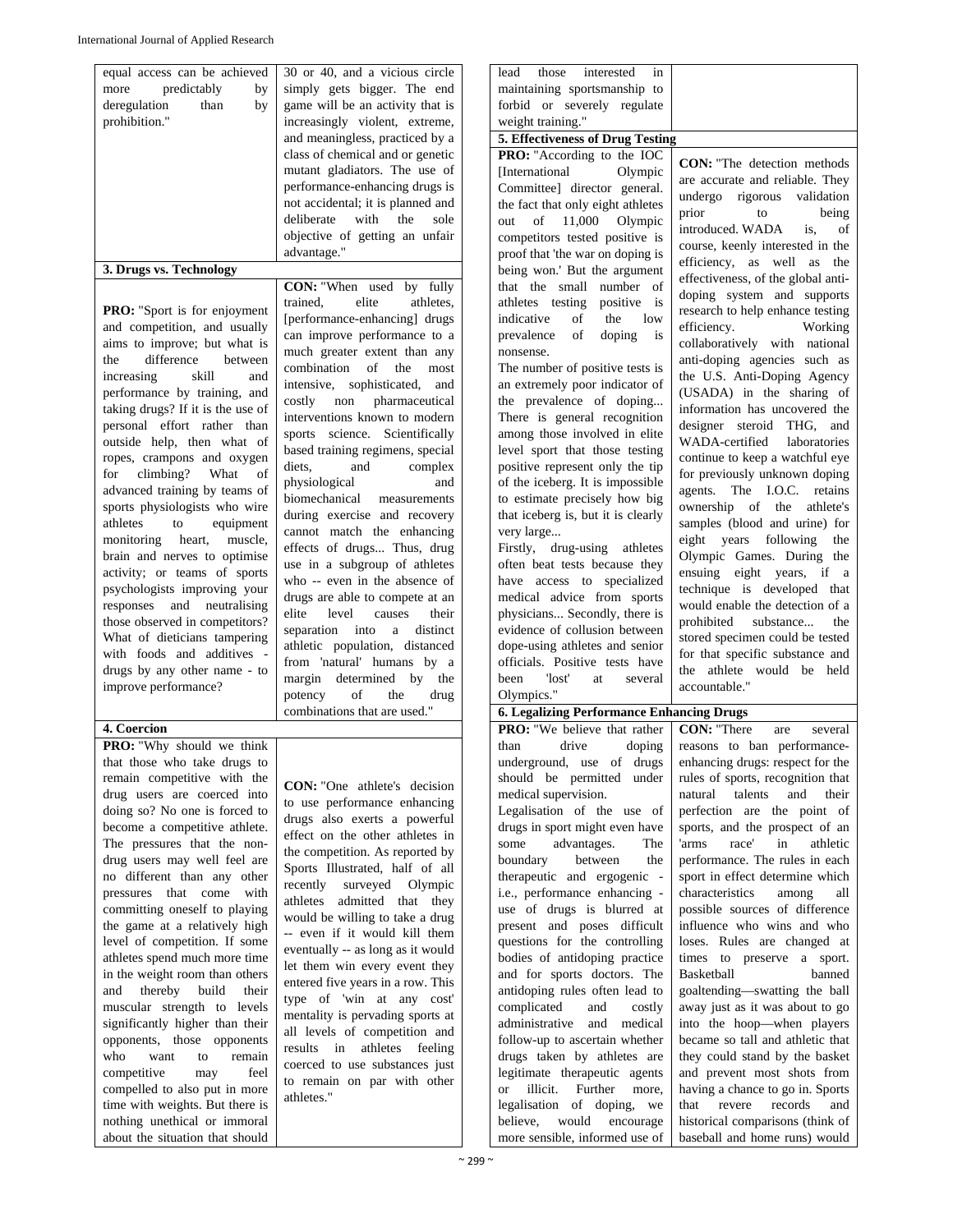| | |
|---|---|
| equal access can be achieved more predictably by deregulation than by prohibition." | 30 or 40, and a vicious circle simply gets bigger. The end game will be an activity that is increasingly violent, extreme, and meaningless, practiced by a class of chemical and or genetic mutant gladiators. The use of performance-enhancing drugs is not accidental; it is planned and deliberate with the sole objective of getting an unfair advantage." |
| **3. Drugs vs. Technology** | |
| **PRO:** "Sport is for enjoyment and competition, and usually aims to improve; but what is the difference between increasing skill and performance by training, and taking drugs? If it is the use of personal effort rather than outside help, then what of ropes, crampons and oxygen for climbing? What of advanced training by teams of sports physiologists who wire athletes to equipment monitoring heart, muscle, brain and nerves to optimise activity; or teams of sports psychologists improving your responses and neutralising those observed in competitors? What of dieticians tampering with foods and additives - drugs by any other name - to improve performance? | **CON:** "When used by fully trained, elite athletes, [performance-enhancing] drugs can improve performance to a much greater extent than any combination of the most intensive, sophisticated, and costly non pharmaceutical interventions known to modern sports science. Scientifically based training regimens, special diets, and complex physiological and biomechanical measurements during exercise and recovery cannot match the enhancing effects of drugs... Thus, drug use in a subgroup of athletes who -- even in the absence of drugs are able to compete at an elite level causes their separation into a distinct athletic population, distanced from 'natural' humans by a margin determined by the potency of the drug combinations that are used." |
| **4. Coercion** | |
| **PRO:** "Why should we think that those who take drugs to remain competitive with the drug users are coerced into doing so? No one is forced to become a competitive athlete. The pressures that the non-drug users may well feel are no different than any other pressures that come with committing oneself to playing the game at a relatively high level of competition. If some athletes spend much more time in the weight room than others and thereby build their muscular strength to levels significantly higher than their opponents, those opponents who want to remain competitive may feel compelled to also put in more time with weights. But there is nothing unethical or immoral about the situation that should lead those interested in maintaining sportsmanship to forbid or severely regulate weight training." | **CON:** "One athlete's decision to use performance enhancing drugs also exerts a powerful effect on the other athletes in the competition. As reported by Sports Illustrated, half of all recently surveyed Olympic athletes admitted that they would be willing to take a drug -- even if it would kill them eventually -- as long as it would let them win every event they entered five years in a row. This type of 'win at any cost' mentality is pervading sports at all levels of competition and results in athletes feeling coerced to use substances just to remain on par with other athletes." |
| **5. Effectiveness of Drug Testing** | |
| **PRO:** "According to the IOC [International Olympic Committee] director general. the fact that only eight athletes out of 11,000 Olympic competitors tested positive is proof that 'the war on doping is being won.' But the argument that the small number of athletes testing positive is indicative of the low prevalence of doping is nonsense. The number of positive tests is an extremely poor indicator of the prevalence of doping... There is general recognition among those involved in elite level sport that those testing positive represent only the tip of the iceberg. It is impossible to estimate precisely how big that iceberg is, but it is clearly very large... Firstly, drug-using athletes often beat tests because they have access to specialized medical advice from sports physicians... Secondly, there is evidence of collusion between dope-using athletes and senior officials. Positive tests have been 'lost' at several Olympics." | **CON:** "The detection methods are accurate and reliable. They undergo rigorous validation prior to being introduced. WADA is, of course, keenly interested in the efficiency, as well as the effectiveness, of the global anti-doping system and supports research to help enhance testing efficiency. Working collaboratively with national anti-doping agencies such as the U.S. Anti-Doping Agency (USADA) in the sharing of information has uncovered the designer steroid THG, and WADA-certified laboratories continue to keep a watchful eye for previously unknown doping agents. The I.O.C. retains ownership of the athlete's samples (blood and urine) for eight years following the Olympic Games. During the ensuing eight years, if a technique is developed that would enable the detection of a prohibited substance... the stored specimen could be tested for that specific substance and the athlete would be held accountable." |
| **6. Legalizing Performance Enhancing Drugs** | |
| **PRO:** "We believe that rather than drive doping underground, use of drugs should be permitted under medical supervision. Legalisation of the use of drugs in sport might even have some advantages. The boundary between the therapeutic and ergogenic - i.e., performance enhancing - use of drugs is blurred at present and poses difficult questions for the controlling bodies of antidoping practice and for sports doctors. The antidoping rules often lead to complicated and costly administrative and medical follow-up to ascertain whether drugs taken by athletes are legitimate therapeutic agents or illicit. Further more, legalisation of doping, we believe, would encourage more sensible, informed use of | **CON:** "There are several reasons to ban performance-enhancing drugs: respect for the rules of sports, recognition that natural talents and their perfection are the point of sports, and the prospect of an 'arms race' in athletic performance. The rules in each sport in effect determine which characteristics among all possible sources of difference influence who wins and who loses. Rules are changed at times to preserve a sport. Basketball banned goaltending—swatting the ball away just as it was about to go into the hoop—when players became so tall and athletic that they could stand by the basket and prevent most shots from having a chance to go in. Sports that revere records and historical comparisons (think of baseball and home runs) would |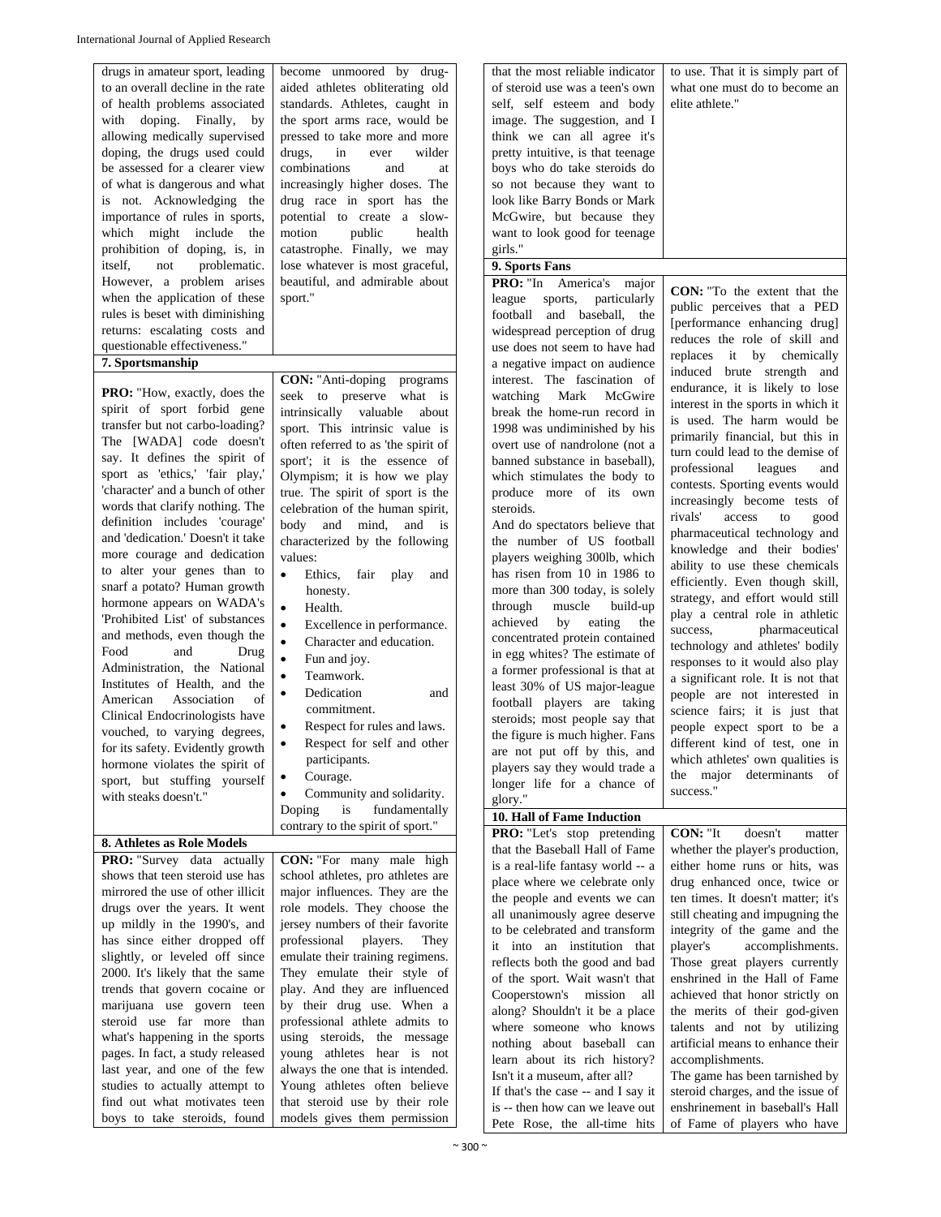| | |
|---|---|
| drugs in amateur sport, leading to an overall decline in the rate of health problems associated with doping. Finally, by allowing medically supervised doping, the drugs used could be assessed for a clearer view of what is dangerous and what is not. Acknowledging the importance of rules in sports, which might include the prohibition of doping, is, in itself, not problematic. However, a problem arises when the application of these rules is beset with diminishing returns: escalating costs and questionable effectiveness." | become unmoored by drug-aided athletes obliterating old standards. Athletes, caught in the sport arms race, would be pressed to take more and more drugs, in ever wilder combinations and at increasingly higher doses. The drug race in sport has the potential to create a slow-motion public health catastrophe. Finally, we may lose whatever is most graceful, beautiful, and admirable about sport." |
| **7. Sportsmanship** | |
| **PRO:** "How, exactly, does the spirit of sport forbid gene transfer but not carbo-loading? The [WADA] code doesn't say. It defines the spirit of sport as 'ethics,' 'fair play,' 'character' and a bunch of other words that clarify nothing. The definition includes 'courage' and 'dedication.' Doesn't it take more courage and dedication to alter your genes than to snarf a potato? Human growth hormone appears on WADA's 'Prohibited List' of substances and methods, even though the Food and Drug Administration, the National Institutes of Health, and the American Association of Clinical Endocrinologists have vouched, to varying degrees, for its safety. Evidently growth hormone violates the spirit of sport, but stuffing yourself with steaks doesn't." | **CON:** "Anti-doping programs seek to preserve what is intrinsically valuable about sport. This intrinsic value is often referred to as 'the spirit of sport'; it is the essence of Olympism; it is how we play true. The spirit of sport is the celebration of the human spirit, body and mind, and is characterized by the following values: <br>• Ethics, fair play and honesty. <br>• Health. <br>• Excellence in performance. <br>• Character and education. <br>• Fun and joy. <br>• Teamwork. <br>• Dedication and commitment. <br>• Respect for rules and laws. <br>• Respect for self and other participants. <br>• Courage. <br>• Community and solidarity. <br>Doping is fundamentally contrary to the spirit of sport." |
| **8. Athletes as Role Models** | |
| **PRO:** "Survey data actually shows that teen steroid use has mirrored the use of other illicit drugs over the years. It went up mildly in the 1990's, and has since either dropped off slightly, or leveled off since 2000. It's likely that the same trends that govern cocaine or marijuana use govern teen steroid use far more than what's happening in the sports pages. In fact, a study released last year, and one of the few studies to actually attempt to find out what motivates teen boys to take steroids, found that the most reliable indicator of steroid use was a teen's own self, self esteem and body image. The suggestion, and I think we can all agree it's pretty intuitive, is that teenage boys who do take steroids do so not because they want to look like Barry Bonds or Mark McGwire, but because they want to look good for teenage girls." | **CON:** "For many male high school athletes, pro athletes are major influences. They are the role models. They choose the jersey numbers of their favorite professional players. They emulate their training regimens. They emulate their style of play. And they are influenced by their drug use. When a professional athlete admits to using steroids, the message young athletes hear is not always the one that is intended. Young athletes often believe that steroid use by their role models gives them permission to use. That it is simply part of what one must do to become an elite athlete." |
| **9. Sports Fans** | |
| **PRO:** "In America's major league sports, particularly football and baseball, the widespread perception of drug use does not seem to have had a negative impact on audience interest. The fascination of watching Mark McGwire break the home-run record in 1998 was undiminished by his overt use of nandrolone (not a banned substance in baseball), which stimulates the body to produce more of its own steroids. <br>And do spectators believe that the number of US football players weighing 300lb, which has risen from 10 in 1986 to more than 300 today, is solely through muscle build-up achieved by eating the concentrated protein contained in egg whites? The estimate of a former professional is that at least 30% of US major-league football players are taking steroids; most people say that the figure is much higher. Fans are not put off by this, and players say they would trade a longer life for a chance of glory." | **CON:** "To the extent that the public perceives that a PED [performance enhancing drug] reduces the role of skill and replaces it by chemically induced brute strength and endurance, it is likely to lose interest in the sports in which it is used. The harm would be primarily financial, but this in turn could lead to the demise of professional leagues and contests. Sporting events would increasingly become tests of rivals' access to good pharmaceutical technology and knowledge and their bodies' ability to use these chemicals efficiently. Even though skill, strategy, and effort would still play a central role in athletic success, pharmaceutical technology and athletes' bodily responses to it would also play a significant role. It is not that people are not interested in science fairs; it is just that people expect sport to be a different kind of test, one in which athletes' own qualities is the major determinants of success." |
| **10. Hall of Fame Induction** | |
| **PRO:** "Let's stop pretending that the Baseball Hall of Fame is a real-life fantasy world -- a place where we celebrate only the people and events we can all unanimously agree deserve to be celebrated and transform it into an institution that reflects both the good and bad of the sport. Wait wasn't that Cooperstown's mission all along? Shouldn't it be a place where someone who knows nothing about baseball can learn about its rich history? Isn't it a museum, after all? <br>If that's the case -- and I say it is -- then how can we leave out Pete Rose, the all-time hits | **CON:** "It doesn't matter whether the player's production, either home runs or hits, was drug enhanced once, twice or ten times. It doesn't matter; it's still cheating and impugning the integrity of the game and the player's accomplishments. Those great players currently enshrined in the Hall of Fame achieved that honor strictly on the merits of their god-given talents and not by utilizing artificial means to enhance their accomplishments. <br>The game has been tarnished by steroid charges, and the issue of enshrinement in baseball's Hall of Fame of players who have |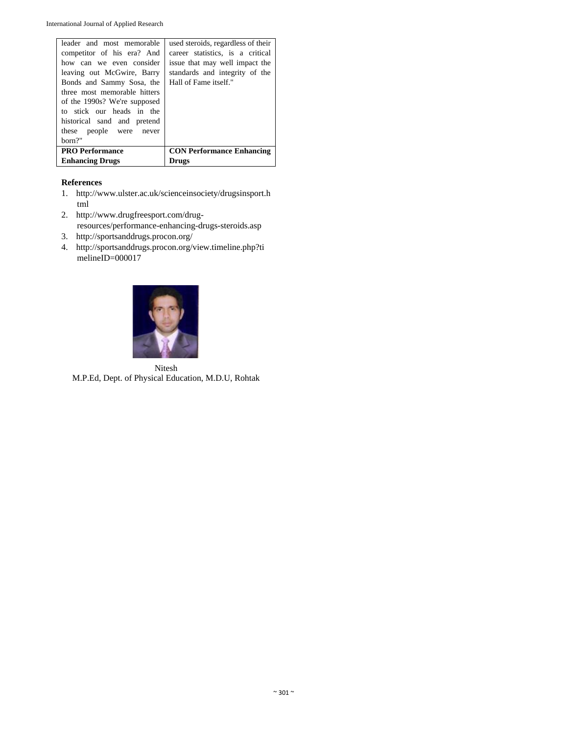| | |
|---|---|
| leader and most memorable competitor of his era? And how can we even consider leaving out McGwire, Barry Bonds and Sammy Sosa, the three most memorable hitters of the 1990s? We're supposed to stick our heads in the historical sand and pretend these people were never born?" | used steroids, regardless of their career statistics, is a critical issue that may well impact the standards and integrity of the Hall of Fame itself." |
| **PRO Performance Enhancing Drugs** | **CON Performance Enhancing Drugs** |

**References**

1. http://www.ulster.ac.uk/scienceinsociety/drugsinsport.html
2. http://www.drugfreesport.com/drug-resources/performance-enhancing-drugs-steroids.asp
3. http://sportsanddrugs.procon.org/
4. http://sportsanddrugs.procon.org/view.timeline.php?timelineID=000017

Nitesh
M.P.Ed, Dept. of Physical Education, M.D.U, Rohtak